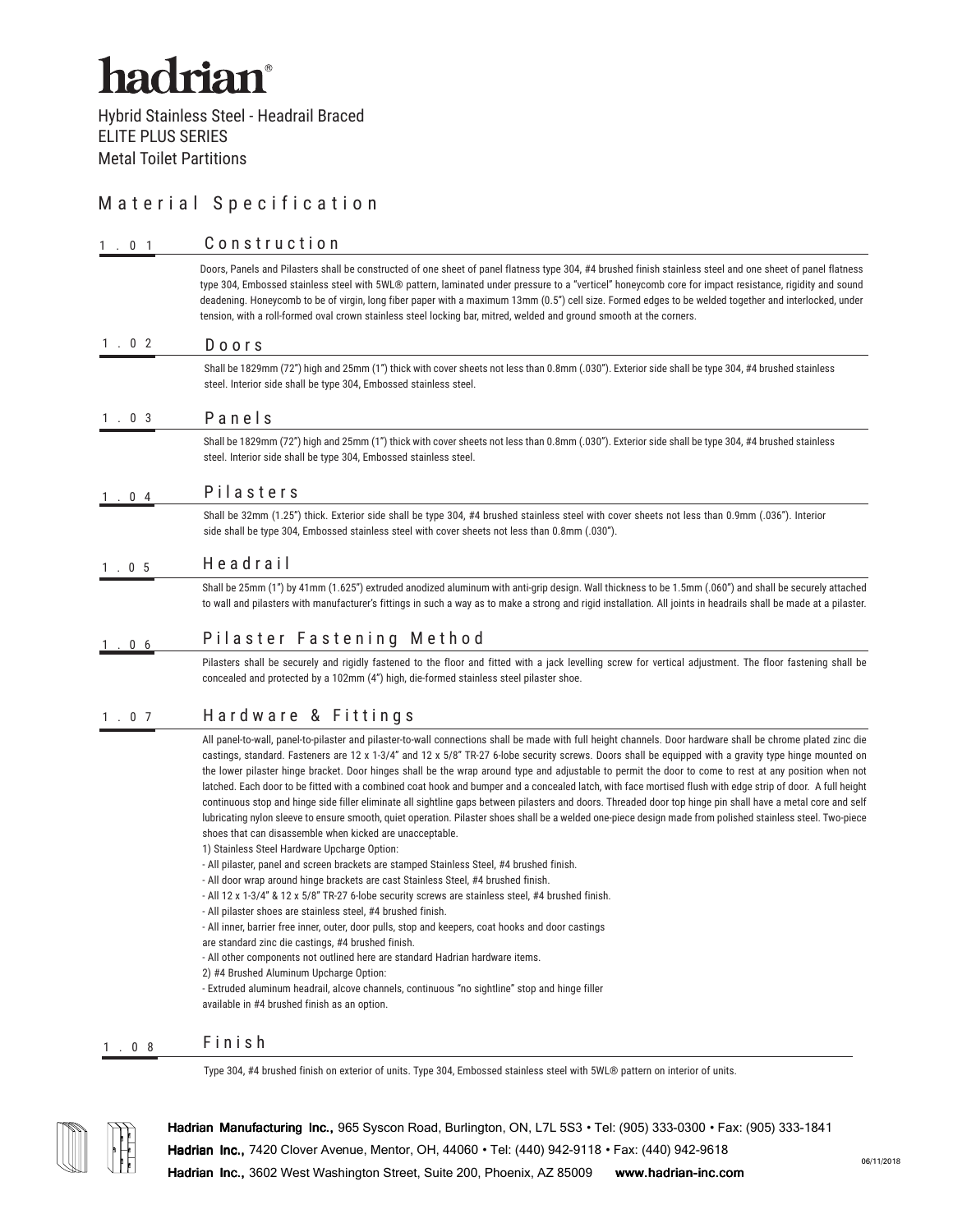# hadrian®

Hybrid Stainless Steel - Headrail Braced
ELITE PLUS SERIES
Metal Toilet Partitions

## Material Specification

### 1.01 Construction

Doors, Panels and Pilasters shall be constructed of one sheet of panel flatness type 304, #4 brushed finish stainless steel and one sheet of panel flatness type 304, Embossed stainless steel with 5WL® pattern, laminated under pressure to a "verticel" honeycomb core for impact resistance, rigidity and sound deadening. Honeycomb to be of virgin, long fiber paper with a maximum 13mm (0.5") cell size. Formed edges to be welded together and interlocked, under tension, with a roll-formed oval crown stainless steel locking bar, mitred, welded and ground smooth at the corners.

### 1.02 Doors

Shall be 1829mm (72") high and 25mm (1") thick with cover sheets not less than 0.8mm (.030"). Exterior side shall be type 304, #4 brushed stainless steel. Interior side shall be type 304, Embossed stainless steel.

### 1.03 Panels

Shall be 1829mm (72") high and 25mm (1") thick with cover sheets not less than 0.8mm (.030"). Exterior side shall be type 304, #4 brushed stainless steel. Interior side shall be type 304, Embossed stainless steel.

### 1.04 Pilasters

Shall be 32mm (1.25") thick. Exterior side shall be type 304, #4 brushed stainless steel with cover sheets not less than 0.9mm (.036"). Interior side shall be type 304, Embossed stainless steel with cover sheets not less than 0.8mm (.030").

### 1.05 Headrail

Shall be 25mm (1") by 41mm (1.625") extruded anodized aluminum with anti-grip design. Wall thickness to be 1.5mm (.060") and shall be securely attached to wall and pilasters with manufacturer's fittings in such a way as to make a strong and rigid installation. All joints in headrails shall be made at a pilaster.

### 1.06 Pilaster Fastening Method

Pilasters shall be securely and rigidly fastened to the floor and fitted with a jack levelling screw for vertical adjustment. The floor fastening shall be concealed and protected by a 102mm (4") high, die-formed stainless steel pilaster shoe.

### 1.07 Hardware & Fittings

All panel-to-wall, panel-to-pilaster and pilaster-to-wall connections shall be made with full height channels. Door hardware shall be chrome plated zinc die castings, standard. Fasteners are 12 x 1-3/4" and 12 x 5/8" TR-27 6-lobe security screws. Doors shall be equipped with a gravity type hinge mounted on the lower pilaster hinge bracket. Door hinges shall be the wrap around type and adjustable to permit the door to come to rest at any position when not latched. Each door to be fitted with a combined coat hook and bumper and a concealed latch, with face mortised flush with edge strip of door. A full height continuous stop and hinge side filler eliminate all sightline gaps between pilasters and doors. Threaded door top hinge pin shall have a metal core and self lubricating nylon sleeve to ensure smooth, quiet operation. Pilaster shoes shall be a welded one-piece design made from polished stainless steel. Two-piece shoes that can disassemble when kicked are unacceptable.

1) Stainless Steel Hardware Upcharge Option:
- All pilaster, panel and screen brackets are stamped Stainless Steel, #4 brushed finish.
- All door wrap around hinge brackets are cast Stainless Steel, #4 brushed finish.
- All 12 x 1-3/4" & 12 x 5/8" TR-27 6-lobe security screws are stainless steel, #4 brushed finish.
- All pilaster shoes are stainless steel, #4 brushed finish.
- All inner, barrier free inner, outer, door pulls, stop and keepers, coat hooks and door castings are standard zinc die castings, #4 brushed finish.
- All other components not outlined here are standard Hadrian hardware items.

2) #4 Brushed Aluminum Upcharge Option:
- Extruded aluminum headrail, alcove channels, continuous "no sightline" stop and hinge filler available in #4 brushed finish as an option.

### 1.08 Finish

Type 304, #4 brushed finish on exterior of units. Type 304, Embossed stainless steel with 5WL® pattern on interior of units.

**Hadrian Manufacturing Inc.,** 965 Syscon Road, Burlington, ON, L7L 5S3 • Tel: (905) 333-0300 • Fax: (905) 333-1841
**Hadrian Inc.,** 7420 Clover Avenue, Mentor, OH, 44060 • Tel: (440) 942-9118 • Fax: (440) 942-9618
**Hadrian Inc.,** 3602 West Washington Street, Suite 200, Phoenix, AZ 85009 **www.hadrian-inc.com**

06/11/2018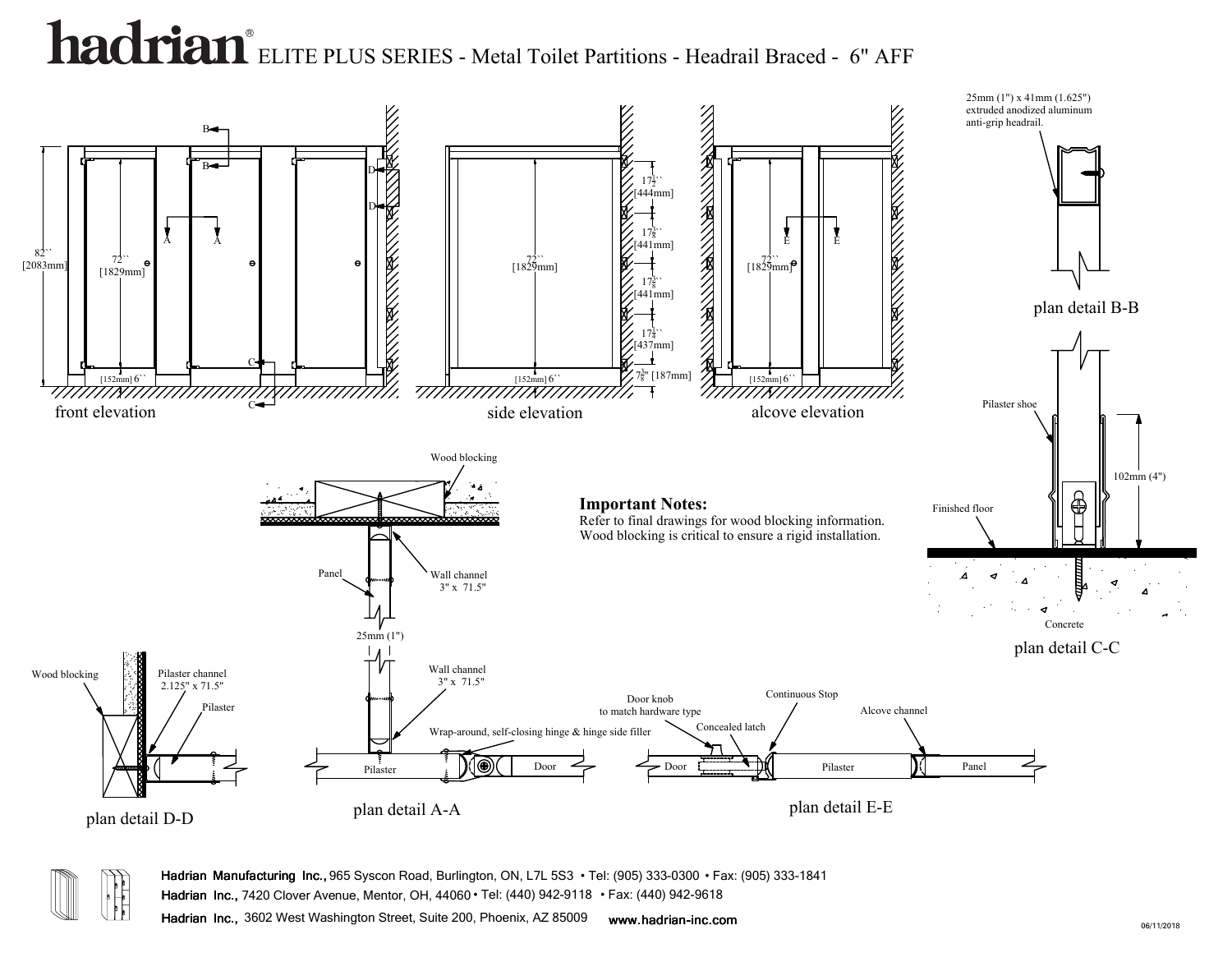# hadrian® ELITE PLUS SERIES - Metal Toilet Partitions - Headrail Braced - 6" AFF

front elevation

82'' [2083mm]

72'' [1829mm]

[152mm] 6''

side elevation

72'' [1829mm]

[152mm] 6''

$17\frac{1}{2}$'' [444mm]

$17\frac{3}{8}$'' [441mm]

$17\frac{3}{8}$'' [441mm]

$17\frac{1}{4}$'' [437mm]

$7\frac{3}{8}$'' [187mm]

alcove elevation

72'' [1829mm]

[152mm] 6''

25mm (1") x 41mm (1.625") extruded anodized aluminum anti-grip headrail.

plan detail B-B

Pilaster shoe

Finished floor

102mm (4")

Concrete

plan detail C-C

Wood blocking

Panel

Wall channel 3" x 71.5"

25mm (1")

Wall channel 3" x 71.5"

**Important Notes:**
Refer to final drawings for wood blocking information.
Wood blocking is critical to ensure a rigid installation.

Wood blocking

Pilaster channel 2.125" x 71.5"

Pilaster

plan detail D-D

Wrap-around, self-closing hinge & hinge side filler

Pilaster

Door

plan detail A-A

Door knob to match hardware type

Concealed latch

Continuous Stop

Alcove channel

Door

Pilaster

Panel

plan detail E-E

**Hadrian Manufacturing Inc.,** 965 Syscon Road, Burlington, ON, L7L 5S3 • Tel: (905) 333-0300 • Fax: (905) 333-1841
**Hadrian Inc.,** 7420 Clover Avenue, Mentor, OH, 44060 • Tel: (440) 942-9118 • Fax: (440) 942-9618
**Hadrian Inc.,** 3602 West Washington Street, Suite 200, Phoenix, AZ 85009 **www.hadrian-inc.com**

06/11/2018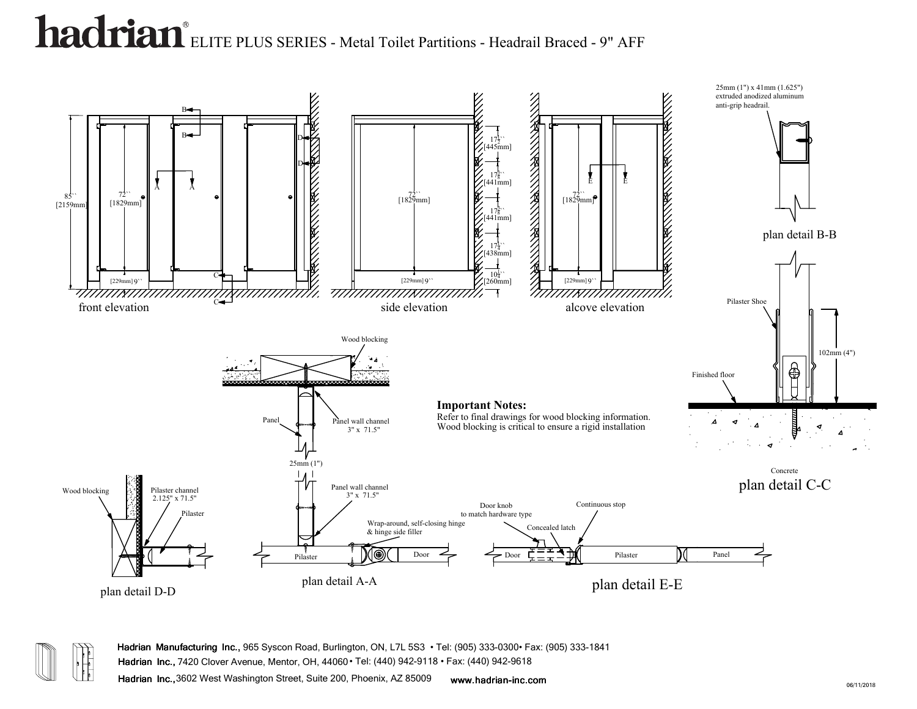# hadrian® ELITE PLUS SERIES - Metal Toilet Partitions - Headrail Braced - 9" AFF

front elevation

85``
[2159mm]

72``
[1829mm]

[229mm] 9``

side elevation

72``
[1829mm]

[229mm] 9``

$17\frac{1}{2}$``
[445mm]

$17\frac{3}{8}$``
[441mm]

$17\frac{3}{8}$``
[441mm]

$17\frac{1}{4}$``
[438mm]

$10\frac{1}{4}$``
[260mm]

alcove elevation

72``
[1829mm]

[229mm] 9``

25mm (1") x 41mm (1.625") extruded anodized aluminum anti-grip headrail.

plan detail B-B

Pilaster Shoe

102mm (4")

Finished floor

Concrete

plan detail C-C

Wood blocking

Panel

Panel wall channel 3" x 71.5"

25mm (1")

Panel wall channel 3" x 71.5"

Wrap-around, self-closing hinge & hinge side filler

Pilaster

Door

plan detail A-A

**Important Notes:**
Refer to final drawings for wood blocking information.
Wood blocking is critical to ensure a rigid installation

Wood blocking

Pilaster channel 2.125" x 71.5"

Pilaster

plan detail D-D

Door knob to match hardware type

Concealed latch

Continuous stop

Door

Pilaster

Panel

plan detail E-E

**Hadrian Manufacturing Inc.,** 965 Syscon Road, Burlington, ON, L7L 5S3 • Tel: (905) 333-0300• Fax: (905) 333-1841
**Hadrian Inc.,** 7420 Clover Avenue, Mentor, OH, 44060 • Tel: (440) 942-9118 • Fax: (440) 942-9618
**Hadrian Inc.,** 3602 West Washington Street, Suite 200, Phoenix, AZ 85009 **www.hadrian-inc.com**

06/11/2018